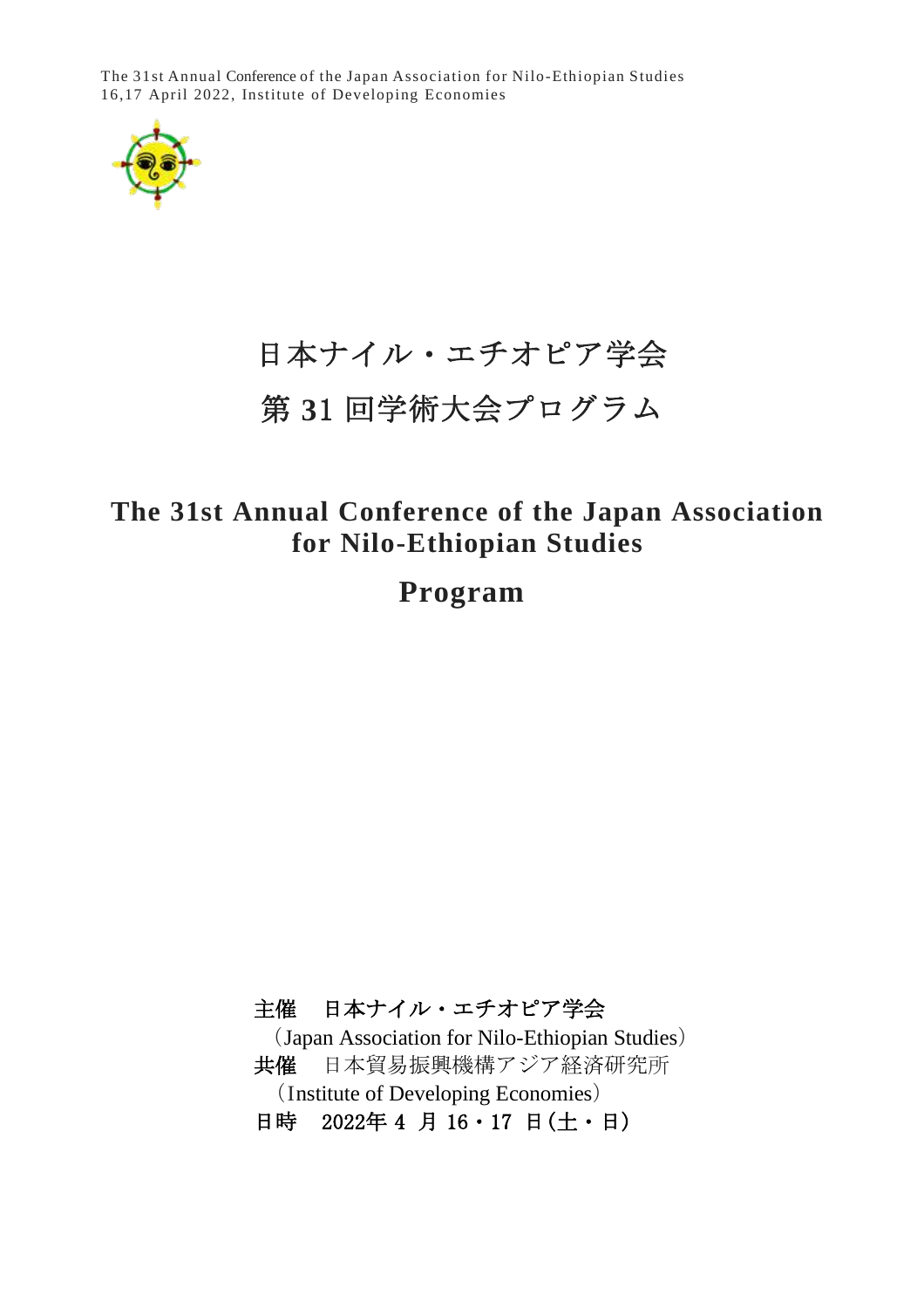The 31st Annual Conference of the Japan Association for Nilo-Ethiopian Studies
16,17 April 2022, Institute of Developing Economies

# 日本ナイル・エチオピア学会

# 第 31 回学術大会プログラム

# The 31st Annual Conference of the Japan Association for Nilo-Ethiopian Studies

## Program

**主催　日本ナイル・エチオピア学会**
（Japan Association for Nilo-Ethiopian Studies）

**共催**　日本貿易振興機構アジア経済研究所
（Institute of Developing Economies）

**日時　2022年 4 月 16・17 日(土・日)**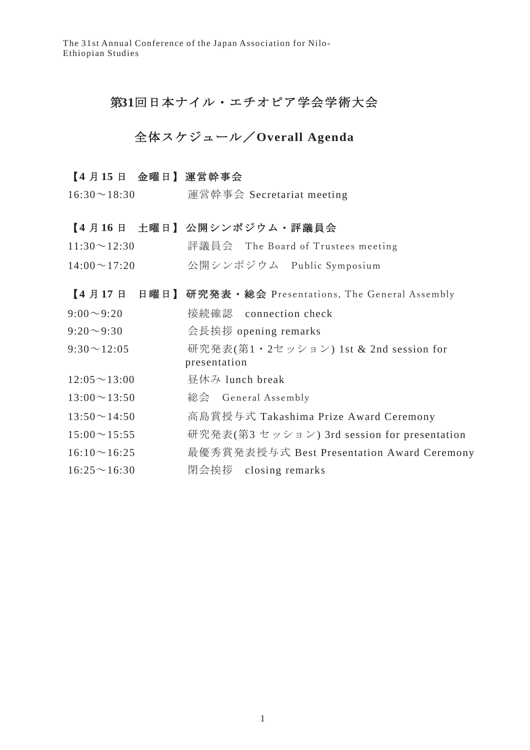# 第31回日本ナイル・エチオピア学会学術大会

## 全体スケジュール／Overall Agenda

**【4 月 15 日　金曜日】 運営幹事会**

| | |
|---|---|
| 16:30～18:30 | 運営幹事会 Secretariat meeting |

**【4 月 16 日　土曜日】 公開シンポジウム・評議員会**

| | |
|---|---|
| 11:30～12:30 | 評議員会　The Board of Trustees meeting |
| 14:00～17:20 | 公開シンポジウム　Public Symposium |

**【4 月 17 日　日曜日】 研究発表・総会** Presentations, The General Assembly

| | |
|---|---|
| 9:00～9:20 | 接続確認　connection check |
| 9:20～9:30 | 会長挨拶 opening remarks |
| 9:30～12:05 | 研究発表(第1・2セッション) 1st & 2nd session for presentation |
| 12:05～13:00 | 昼休み lunch break |
| 13:00～13:50 | 総会　General Assembly |
| 13:50～14:50 | 高島賞授与式 Takashima Prize Award Ceremony |
| 15:00～15:55 | 研究発表(第3 セッション) 3rd session for presentation |
| 16:10～16:25 | 最優秀賞発表授与式 Best Presentation Award Ceremony |
| 16:25～16:30 | 閉会挨拶　closing remarks |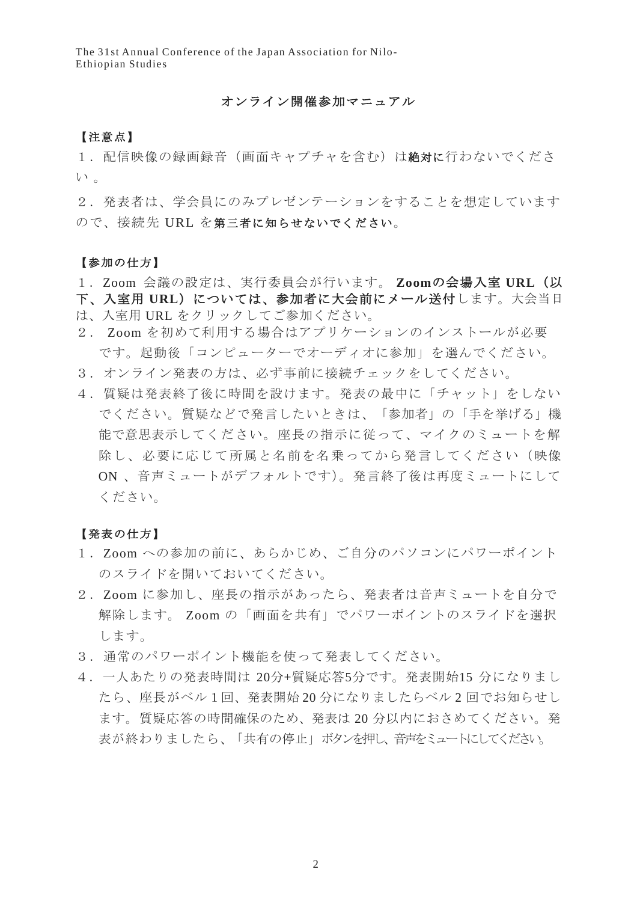# オンライン開催参加マニュアル

## 【注意点】

１．配信映像の録画録音（画面キャプチャを含む）は**絶対に**行わないでください。

２．発表者は、学会員にのみプレゼンテーションをすることを想定していますので、接続先 URL を**第三者に知らせないでください**。

## 【参加の仕方】

１．Zoom 会議の設定は、実行委員会が行います。**Zoomの会場入室 URL（以下、入室用 URL）については、参加者に大会前にメール送付**します。大会当日は、入室用 URL をクリックしてご参加ください。

２． Zoom を初めて利用する場合はアプリケーションのインストールが必要です。起動後「コンピューターでオーディオに参加」を選んでください。

３．オンライン発表の方は、必ず事前に接続チェックをしてください。

４．質疑は発表終了後に時間を設けます。発表の最中に「チャット」をしないでください。質疑などで発言したいときは、「参加者」の「手を挙げる」機能で意思表示してください。座長の指示に従って、マイクのミュートを解除し、必要に応じて所属と名前を名乗ってから発言してください（映像 ON 、音声ミュートがデフォルトです）。発言終了後は再度ミュートにしてください。

## 【発表の仕方】

１．Zoom への参加の前に、あらかじめ、ご自分のパソコンにパワーポイントのスライドを開いておいてください。

２．Zoom に参加し、座長の指示があったら、発表者は音声ミュートを自分で解除します。 Zoom の「画面を共有」でパワーポイントのスライドを選択します。

３．通常のパワーポイント機能を使って発表してください。

４．一人あたりの発表時間は 20分+質疑応答5分です。発表開始15 分になりましたら、座長がベル 1 回、発表開始 20 分になりましたらベル 2 回でお知らせします。質疑応答の時間確保のため、発表は 20 分以内におさめてください。発表が終わりましたら、「共有の停止」ボタンを押し、音声をミュートにしてください。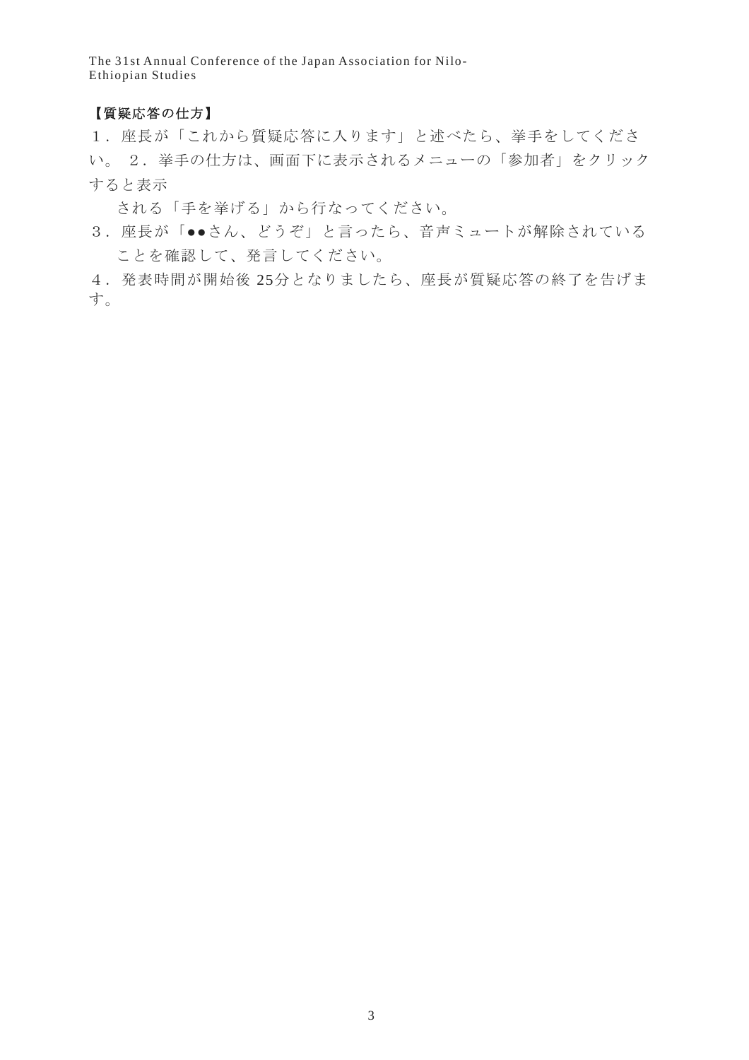**【質疑応答の仕方】**

1．座長が「これから質疑応答に入ります」と述べたら、挙手をしてください。

2．挙手の仕方は、画面下に表示されるメニューの「参加者」をクリックすると表示される「手を挙げる」から行なってください。

3．座長が「●●さん、どうぞ」と言ったら、音声ミュートが解除されていることを確認して、発言してください。

4．発表時間が開始後 25分となりましたら、座長が質疑応答の終了を告げます。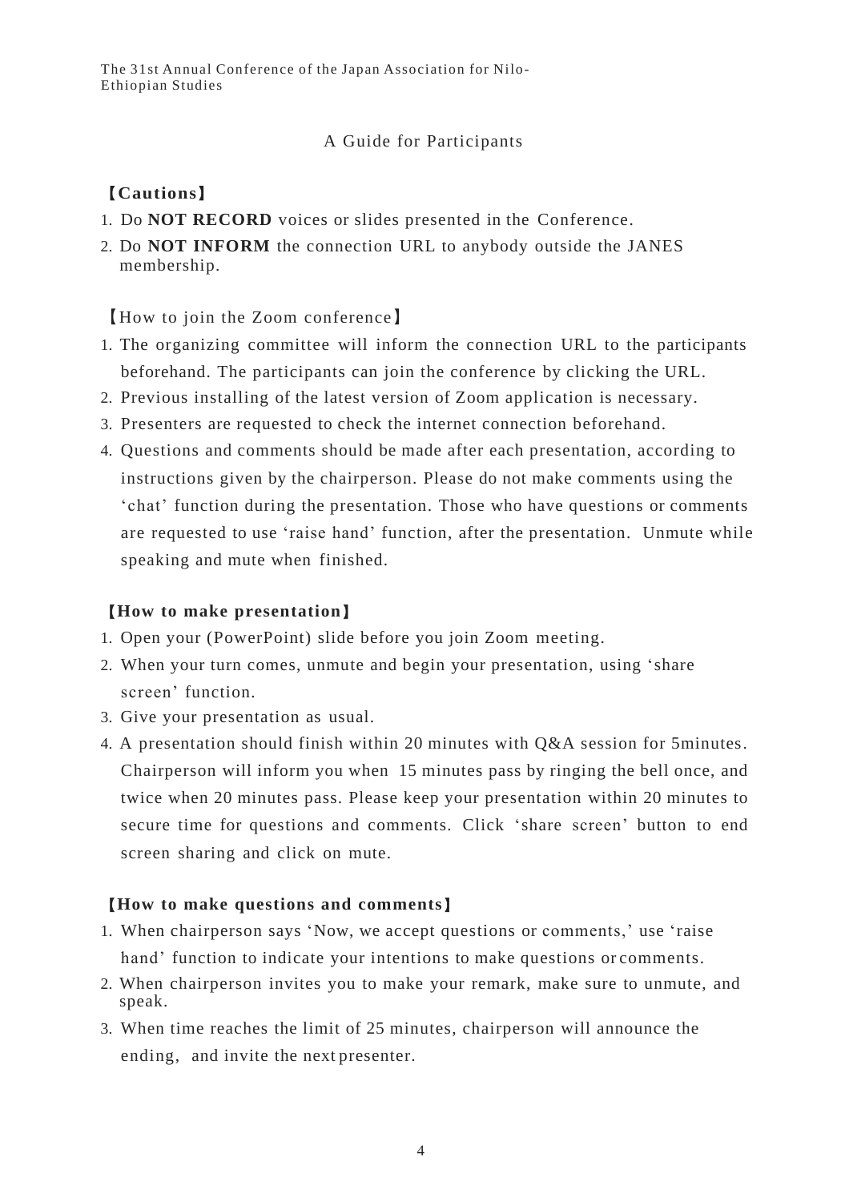The 31st Annual Conference of the Japan Association for Nilo-Ethiopian Studies

## A Guide for Participants

### 【Cautions】

1. Do **NOT RECORD** voices or slides presented in the Conference.
2. Do **NOT INFORM** the connection URL to anybody outside the JANES membership.

### 【How to join the Zoom conference】

1. The organizing committee will inform the connection URL to the participants beforehand. The participants can join the conference by clicking the URL.
2. Previous installing of the latest version of Zoom application is necessary.
3. Presenters are requested to check the internet connection beforehand.
4. Questions and comments should be made after each presentation, according to instructions given by the chairperson. Please do not make comments using the 'chat' function during the presentation. Those who have questions or comments are requested to use 'raise hand' function, after the presentation. Unmute while speaking and mute when finished.

### 【How to make presentation】

1. Open your (PowerPoint) slide before you join Zoom meeting.
2. When your turn comes, unmute and begin your presentation, using 'share screen' function.
3. Give your presentation as usual.
4. A presentation should finish within 20 minutes with Q&A session for 5minutes. Chairperson will inform you when 15 minutes pass by ringing the bell once, and twice when 20 minutes pass. Please keep your presentation within 20 minutes to secure time for questions and comments. Click 'share screen' button to end screen sharing and click on mute.

### 【How to make questions and comments】

1. When chairperson says 'Now, we accept questions or comments,' use 'raise hand' function to indicate your intentions to make questions or comments.
2. When chairperson invites you to make your remark, make sure to unmute, and speak.
3. When time reaches the limit of 25 minutes, chairperson will announce the ending, and invite the next presenter.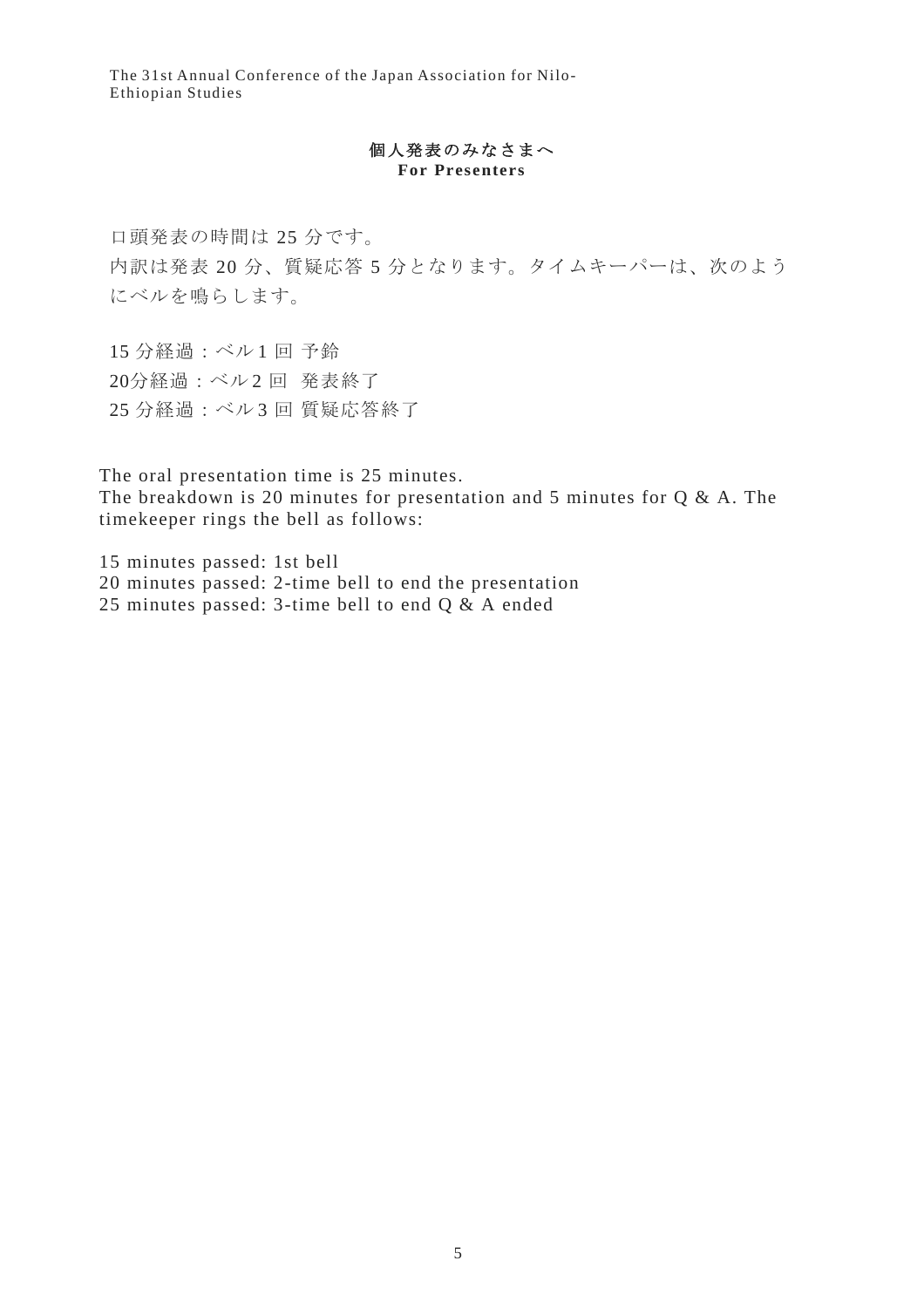## 個人発表のみなさまへ
## For Presenters

口頭発表の時間は 25 分です。

内訳は発表 20 分、質疑応答 5 分となります。タイムキーパーは、次のようにベルを鳴らします。

15 分経過：ベル 1 回 予鈴
20分経過：ベル 2 回　発表終了
25 分経過：ベル 3 回 質疑応答終了

The oral presentation time is 25 minutes.
The breakdown is 20 minutes for presentation and 5 minutes for Q & A. The timekeeper rings the bell as follows:

15 minutes passed: 1st bell
20 minutes passed: 2-time bell to end the presentation
25 minutes passed: 3-time bell to end Q & A ended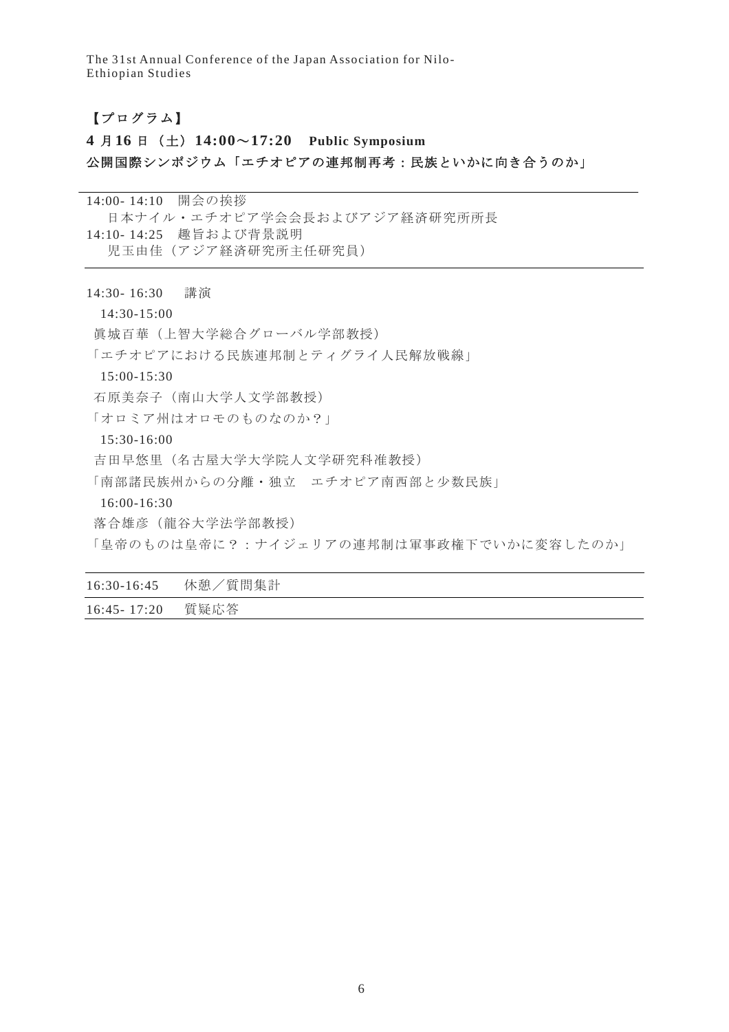【プログラム】

**4 月16 日（土）14:00～17:20　Public Symposium**

**公開国際シンポジウム「エチオピアの連邦制再考：民族といかに向き合うのか」**

14:00- 14:10　開会の挨拶

日本ナイル・エチオピア学会会長およびアジア経済研究所所長

14:10- 14:25　趣旨および背景説明

児玉由佳（アジア経済研究所主任研究員）

14:30- 16:30　講演

14:30-15:00

眞城百華（上智大学総合グローバル学部教授）

「エチオピアにおける民族連邦制とティグライ人民解放戦線」

15:00-15:30

石原美奈子（南山大学人文学部教授）

「オロミア州はオロモのものなのか？」

15:30-16:00

吉田早悠里（名古屋大学大学院人文学研究科准教授）

「南部諸民族州からの分離・独立　エチオピア南西部と少数民族」

16:00-16:30

落合雄彦（龍谷大学法学部教授）

「皇帝のものは皇帝に？：ナイジェリアの連邦制は軍事政権下でいかに変容したのか」

16:30-16:45　休憩／質問集計

16:45- 17:20　質疑応答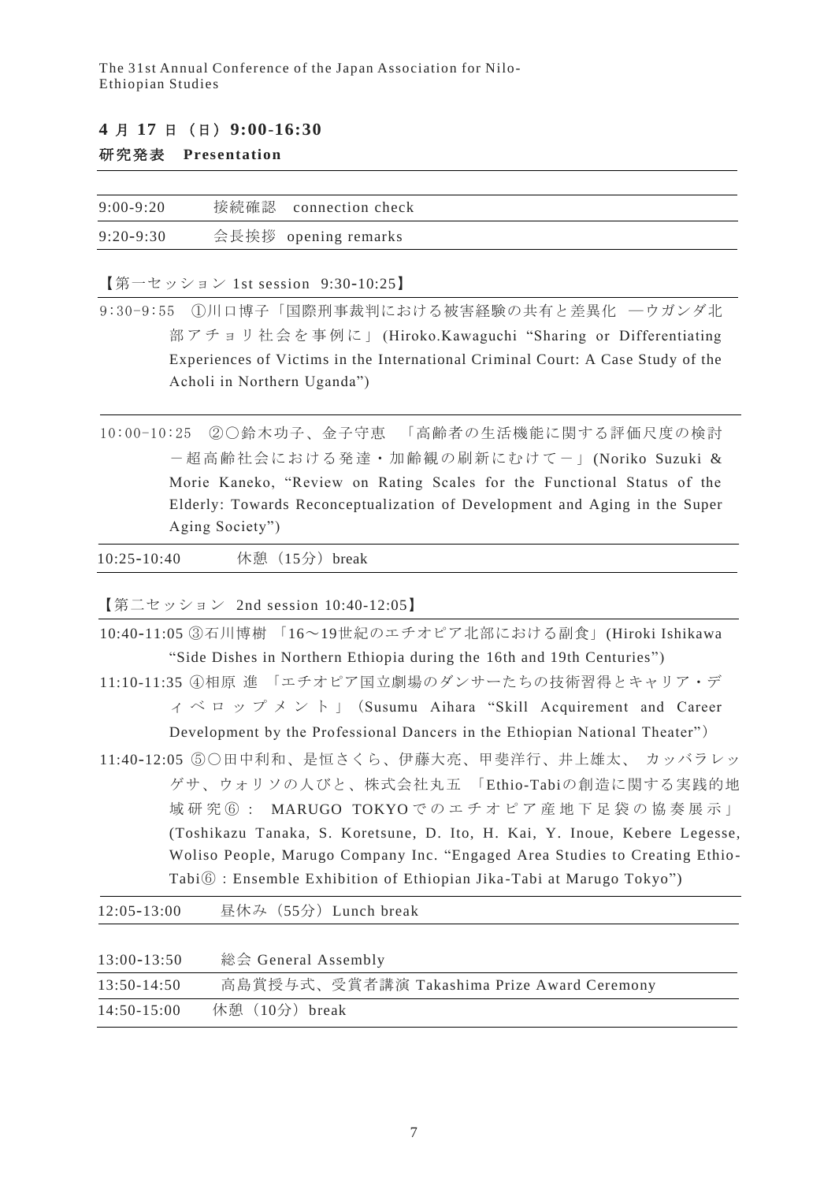## 4 月 17 日（日）9:00-16:30

### 研究発表　Presentation

| | |
|---|---|
| 9:00-9:20 | 接続確認　connection check |
| 9:20-9:30 | 会長挨拶　opening remarks |

【第一セッション 1st session 9:30-10:25】

9:30-9:55　①川口博子「国際刑事裁判における被害経験の共有と差異化 —ウガンダ北部アチョリ社会を事例に」(Hiroko.Kawaguchi “Sharing or Differentiating Experiences of Victims in the International Criminal Court: A Case Study of the Acholi in Northern Uganda”)

10:00-10:25　②〇鈴木功子、金子守恵　「高齢者の生活機能に関する評価尺度の検討 －超高齢社会における発達・加齢観の刷新にむけて－」(Noriko Suzuki & Morie Kaneko, “Review on Rating Scales for the Functional Status of the Elderly: Towards Reconceptualization of Development and Aging in the Super Aging Society”)

10:25-10:40　休憩（15分）break

【第二セッション 2nd session 10:40-12:05】

10:40-11:05 ③石川博樹 「16～19世紀のエチオピア北部における副食」(Hiroki Ishikawa “Side Dishes in Northern Ethiopia during the 16th and 19th Centuries”)

11:10-11:35 ④相原 進 「エチオピア国立劇場のダンサーたちの技術習得とキャリア・ディベロップメント」（Susumu Aihara “Skill Acquirement and Career Development by the Professional Dancers in the Ethiopian National Theater”）

11:40-12:05 ⑤〇田中利和、是恒さくら、伊藤大亮、甲斐洋行、井上雄太、 カッバラレッゲサ、ウォリソの人びと、株式会社丸五 「Ethio-Tabiの創造に関する実践的地域研究⑥： MARUGO TOKYOでのエチオピア産地下足袋の協奏展示」(Toshikazu Tanaka, S. Koretsune, D. Ito, H. Kai, Y. Inoue, Kebere Legesse, Woliso People, Marugo Company Inc. “Engaged Area Studies to Creating Ethio-Tabi⑥：Ensemble Exhibition of Ethiopian Jika-Tabi at Marugo Tokyo”)

| | |
|---|---|
| 12:05-13:00 | 昼休み（55分）Lunch break |
| 13:00-13:50 | 総会 General Assembly |
| 13:50-14:50 | 高島賞授与式、受賞者講演 Takashima Prize Award Ceremony |
| 14:50-15:00 | 休憩（10分）break |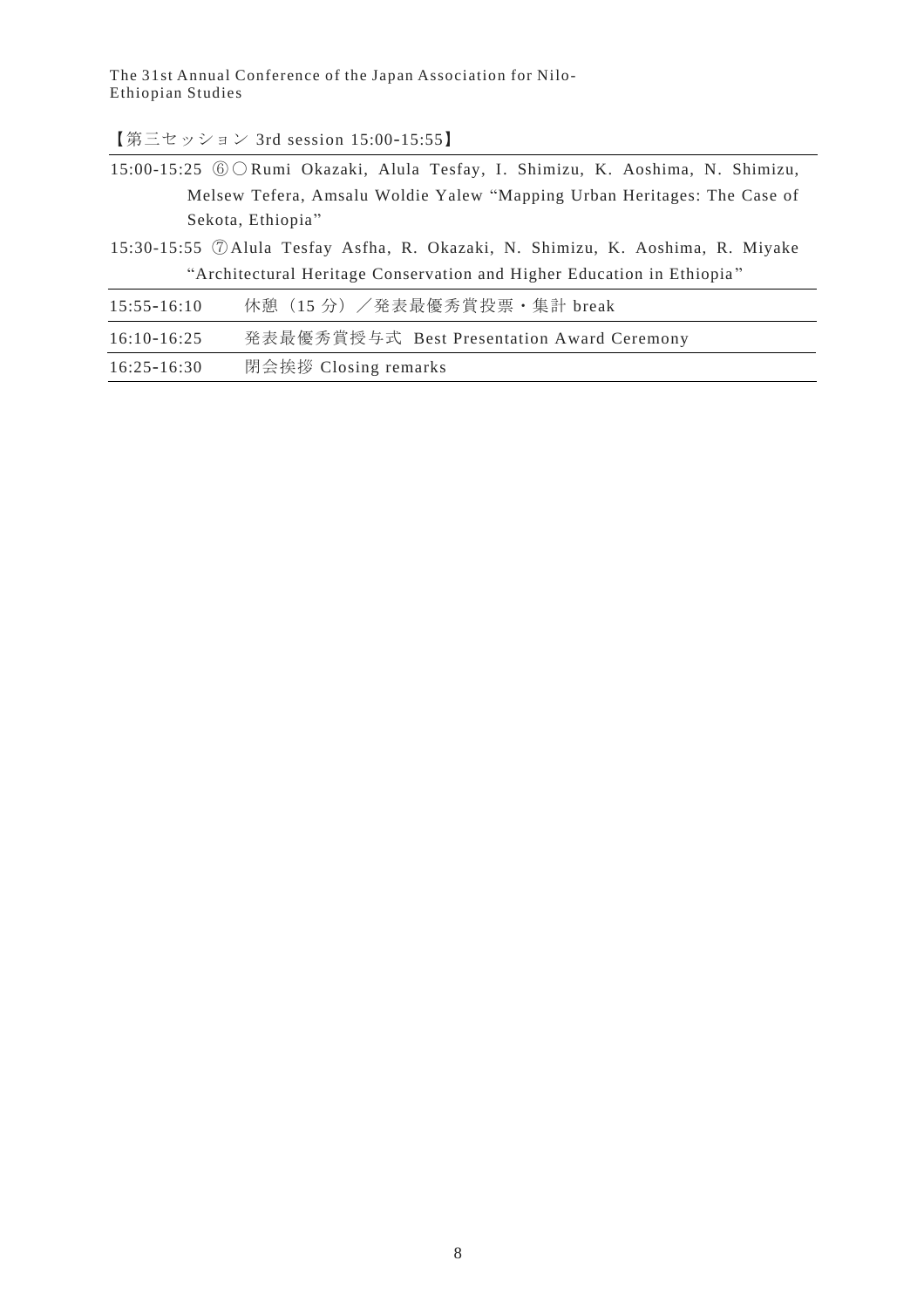【第三セッション 3rd session 15:00-15:55】

| | |
|---|---|
| 15:00-15:25 | ⑥〇Rumi Okazaki, Alula Tesfay, I. Shimizu, K. Aoshima, N. Shimizu, Melsew Tefera, Amsalu Woldie Yalew “Mapping Urban Heritages: The Case of Sekota, Ethiopia” |
| 15:30-15:55 | ⑦Alula Tesfay Asfha, R. Okazaki, N. Shimizu, K. Aoshima, R. Miyake “Architectural Heritage Conservation and Higher Education in Ethiopia” |
| 15:55-16:10 | 休憩（15 分）／発表最優秀賞投票・集計 break |
| 16:10-16:25 | 発表最優秀賞授与式 Best Presentation Award Ceremony |
| 16:25-16:30 | 閉会挨拶 Closing remarks |